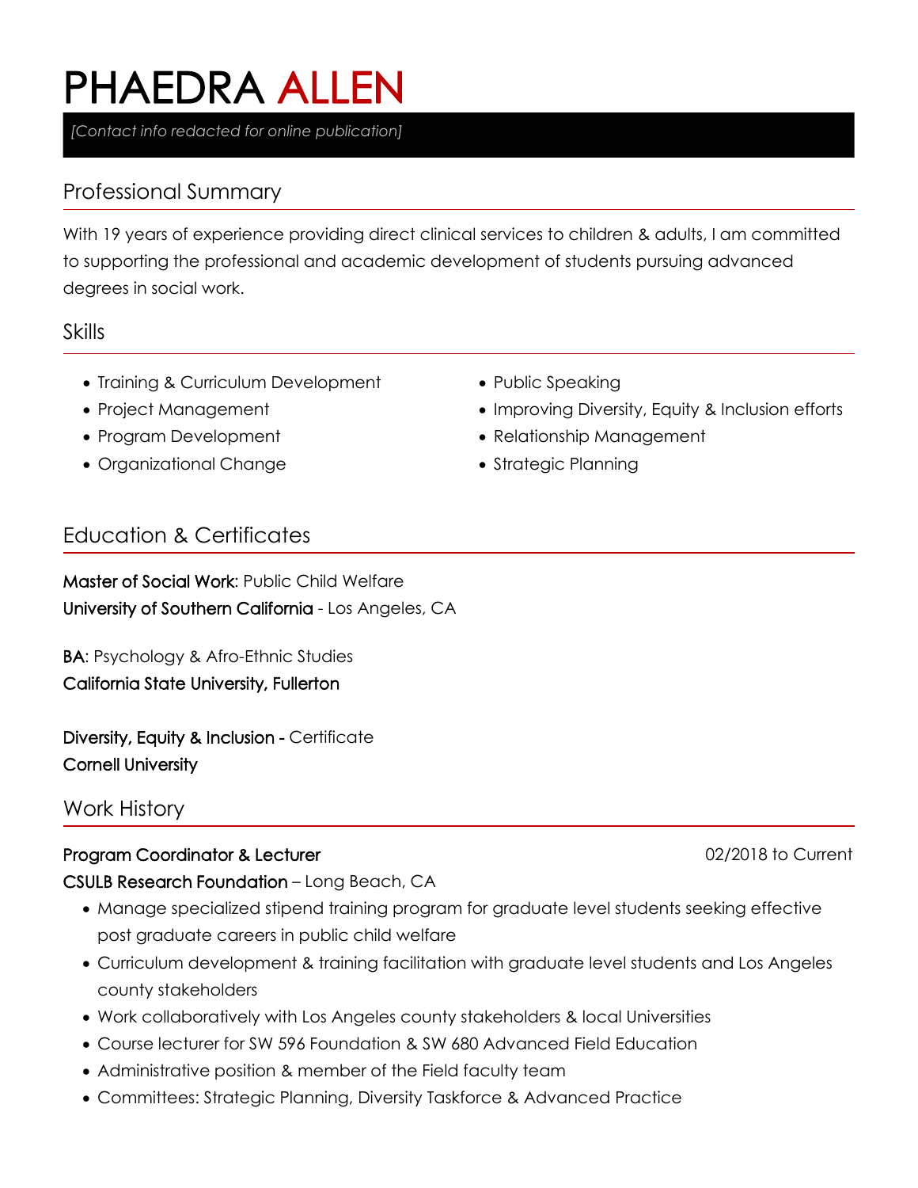# PHAEDRA ALLEN

*[Contact info redacted for online publication]*

## Professional Summary

With 19 years of experience providing direct clinical services to children & adults, I am committed to supporting the professional and academic development of students pursuing advanced degrees in social work.

## Skills

- Training & Curriculum Development
- Project Management
- Program Development
- Organizational Change
- Public Speaking
- Improving Diversity, Equity & Inclusion efforts
- Relationship Management
- Strategic Planning

## Education & Certificates

**Master of Social Work**: Public Child Welfare
**University of Southern California** - Los Angeles, CA

**BA**: Psychology & Afro-Ethnic Studies
**California State University, Fullerton**

**Diversity, Equity & Inclusion -** Certificate
**Cornell University**

## Work History

**Program Coordinator & Lecturer** 02/2018 to Current
**CSULB Research Foundation** – Long Beach, CA

- Manage specialized stipend training program for graduate level students seeking effective post graduate careers in public child welfare
- Curriculum development & training facilitation with graduate level students and Los Angeles county stakeholders
- Work collaboratively with Los Angeles county stakeholders & local Universities
- Course lecturer for SW 596 Foundation & SW 680 Advanced Field Education
- Administrative position & member of the Field faculty team
- Committees: Strategic Planning, Diversity Taskforce & Advanced Practice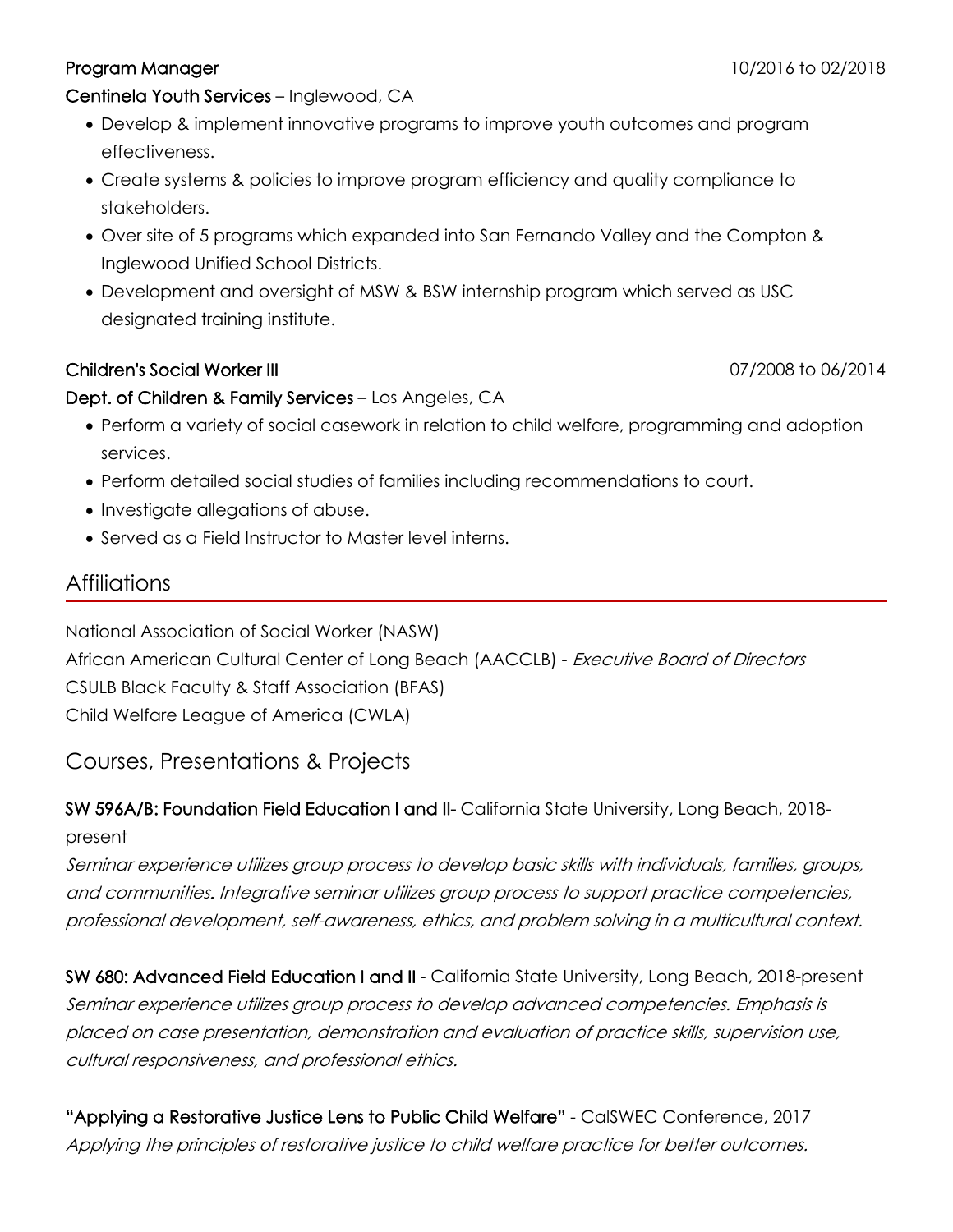**Program Manager** 10/2016 to 02/2018

**Centinela Youth Services** – Inglewood, CA

- Develop & implement innovative programs to improve youth outcomes and program effectiveness.
- Create systems & policies to improve program efficiency and quality compliance to stakeholders.
- Over site of 5 programs which expanded into San Fernando Valley and the Compton & Inglewood Unified School Districts.
- Development and oversight of MSW & BSW internship program which served as USC designated training institute.

**Children's Social Worker III** 07/2008 to 06/2014

**Dept. of Children & Family Services** – Los Angeles, CA

- Perform a variety of social casework in relation to child welfare, programming and adoption services.
- Perform detailed social studies of families including recommendations to court.
- Investigate allegations of abuse.
- Served as a Field Instructor to Master level interns.

## Affiliations

National Association of Social Worker (NASW)
African American Cultural Center of Long Beach (AACCLB) - *Executive Board of Directors*
CSULB Black Faculty & Staff Association (BFAS)
Child Welfare League of America (CWLA)

## Courses, Presentations & Projects

**SW 596A/B: Foundation Field Education I and II-** California State University, Long Beach, 2018-present
*Seminar experience utilizes group process to develop basic skills with individuals, families, groups, and communities. Integrative seminar utilizes group process to support practice competencies, professional development, self-awareness, ethics, and problem solving in a multicultural context.*

**SW 680: Advanced Field Education I and II** - California State University, Long Beach, 2018-present
*Seminar experience utilizes group process to develop advanced competencies. Emphasis is placed on case presentation, demonstration and evaluation of practice skills, supervision use, cultural responsiveness, and professional ethics.*

**"Applying a Restorative Justice Lens to Public Child Welfare"** - CalSWEC Conference, 2017
*Applying the principles of restorative justice to child welfare practice for better outcomes.*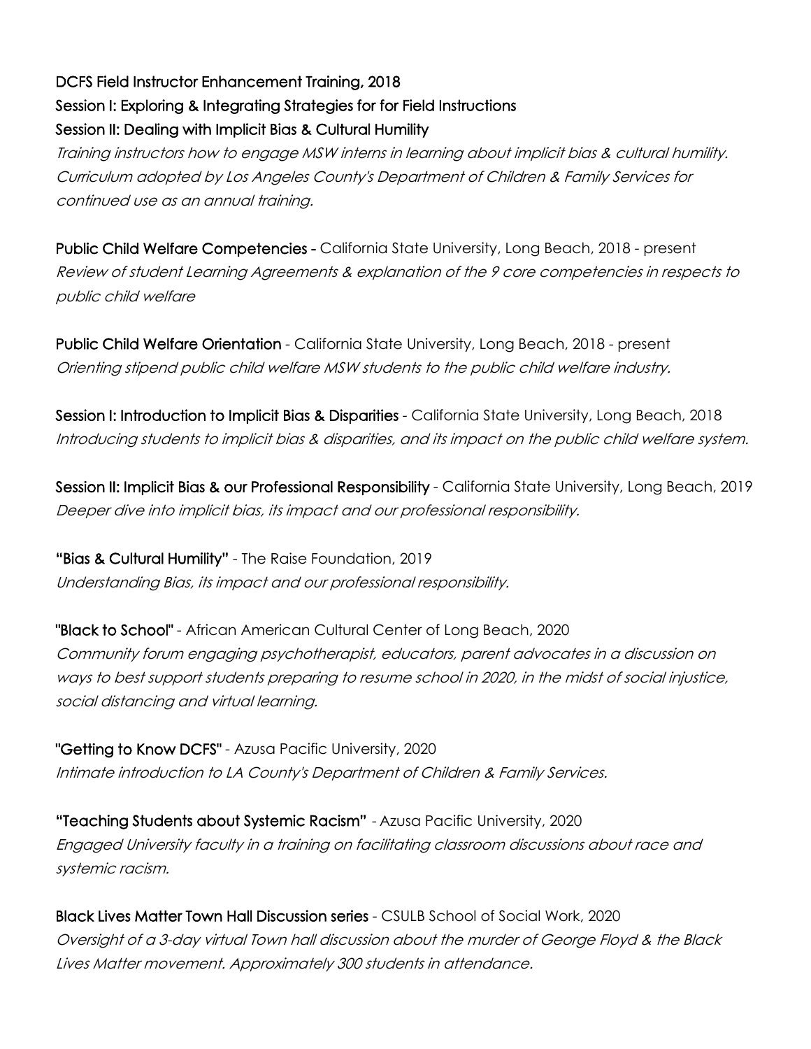**DCFS Field Instructor Enhancement Training, 2018**
**Session I: Exploring & Integrating Strategies for for Field Instructions**
**Session II: Dealing with Implicit Bias & Cultural Humility**
*Training instructors how to engage MSW interns in learning about implicit bias & cultural humility. Curriculum adopted by Los Angeles County's Department of Children & Family Services for continued use as an annual training.*

**Public Child Welfare Competencies -** California State University, Long Beach, 2018 - present
*Review of student Learning Agreements & explanation of the 9 core competencies in respects to public child welfare*

**Public Child Welfare Orientation** - California State University, Long Beach, 2018 - present
*Orienting stipend public child welfare MSW students to the public child welfare industry.*

**Session I: Introduction to Implicit Bias & Disparities** - California State University, Long Beach, 2018
*Introducing students to implicit bias & disparities, and its impact on the public child welfare system.*

**Session II: Implicit Bias & our Professional Responsibility** - California State University, Long Beach, 2019
*Deeper dive into implicit bias, its impact and our professional responsibility.*

**"Bias & Cultural Humility"** - The Raise Foundation, 2019
*Understanding Bias, its impact and our professional responsibility.*

**"Black to School"** - African American Cultural Center of Long Beach, 2020
*Community forum engaging psychotherapist, educators, parent advocates in a discussion on ways to best support students preparing to resume school in 2020, in the midst of social injustice, social distancing and virtual learning.*

**"Getting to Know DCFS"** - Azusa Pacific University, 2020
*Intimate introduction to LA County's Department of Children & Family Services.*

**"Teaching Students about Systemic Racism"** - Azusa Pacific University, 2020
*Engaged University faculty in a training on facilitating classroom discussions about race and systemic racism.*

**Black Lives Matter Town Hall Discussion series** - CSULB School of Social Work, 2020
*Oversight of a 3-day virtual Town hall discussion about the murder of George Floyd & the Black Lives Matter movement. Approximately 300 students in attendance.*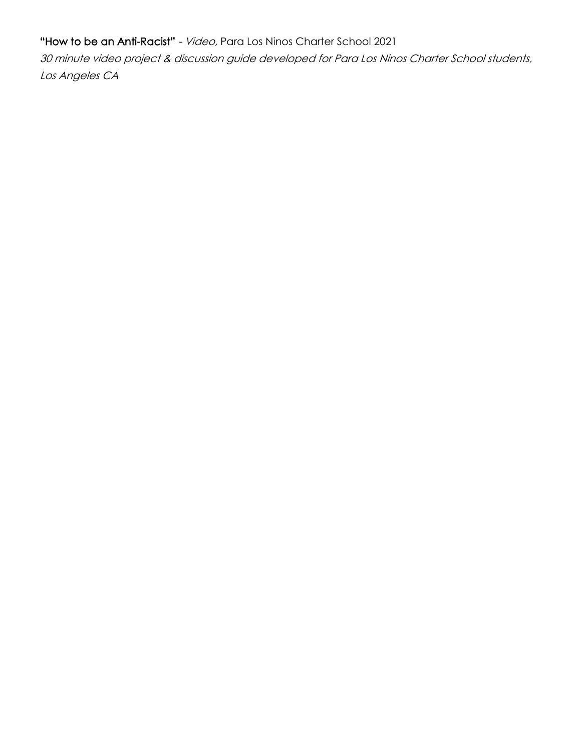**"How to be an Anti-Racist"** - *Video,* Para Los Ninos Charter School 2021

*30 minute video project & discussion guide developed for Para Los Ninos Charter School students, Los Angeles CA*